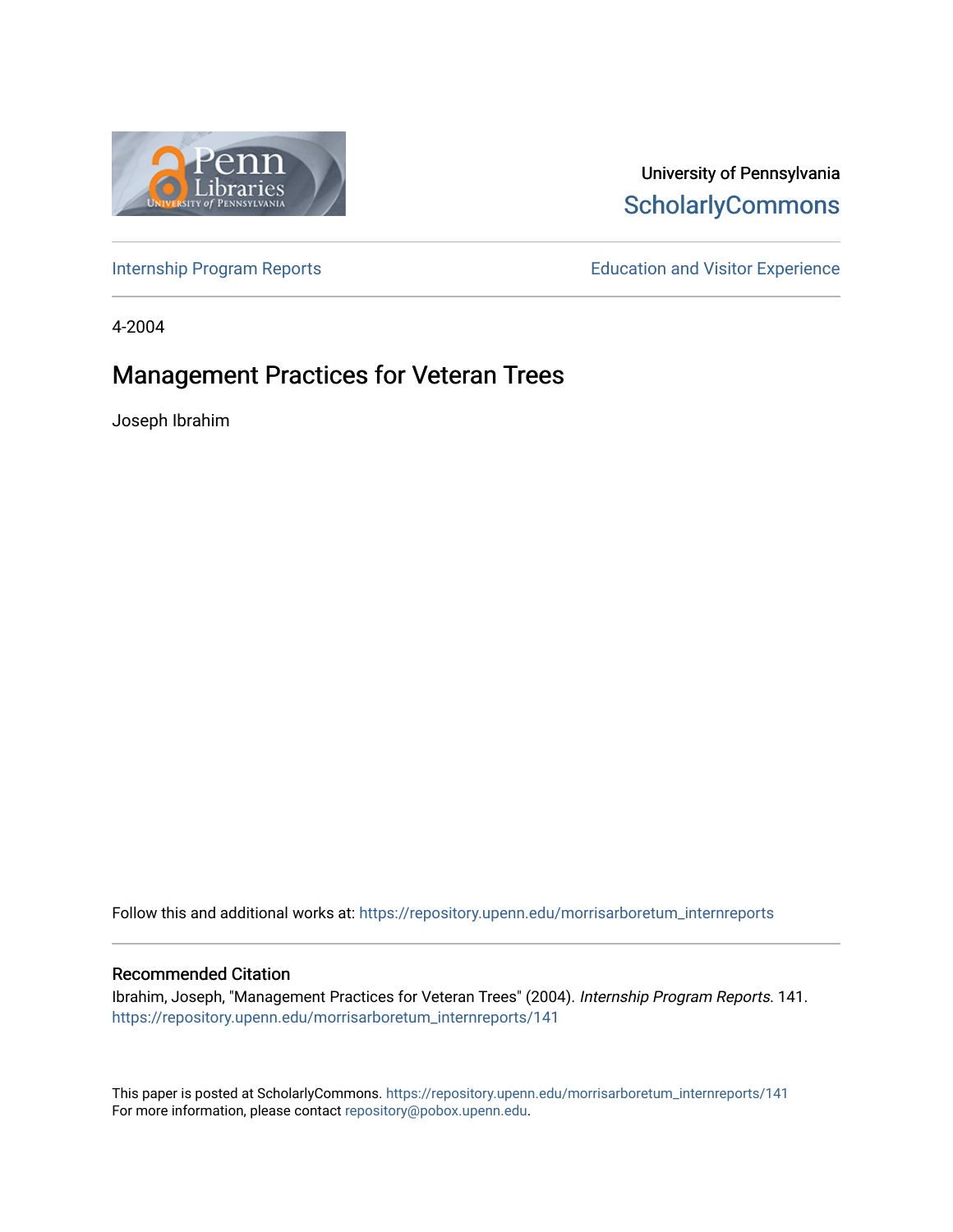University of Pennsylvania
ScholarlyCommons

Internship Program Reports

Education and Visitor Experience

4-2004

# Management Practices for Veteran Trees

Joseph Ibrahim

Follow this and additional works at: https://repository.upenn.edu/morrisarboretum_internreports

## Recommended Citation

Ibrahim, Joseph, "Management Practices for Veteran Trees" (2004). *Internship Program Reports*. 141.
https://repository.upenn.edu/morrisarboretum_internreports/141

This paper is posted at ScholarlyCommons. https://repository.upenn.edu/morrisarboretum_internreports/141
For more information, please contact repository@pobox.upenn.edu.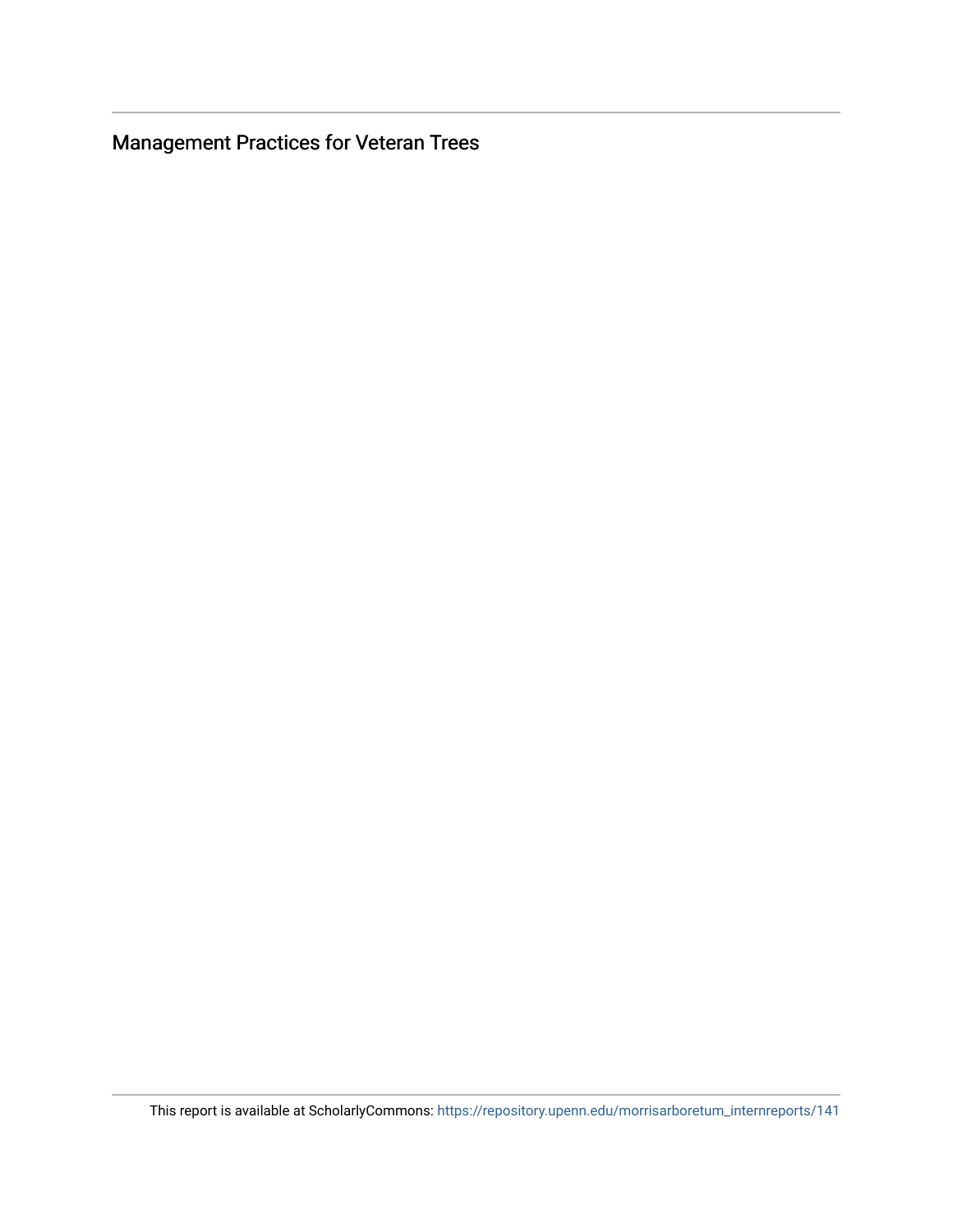Management Practices for Veteran Trees

This report is available at ScholarlyCommons: https://repository.upenn.edu/morrisarboretum_internreports/141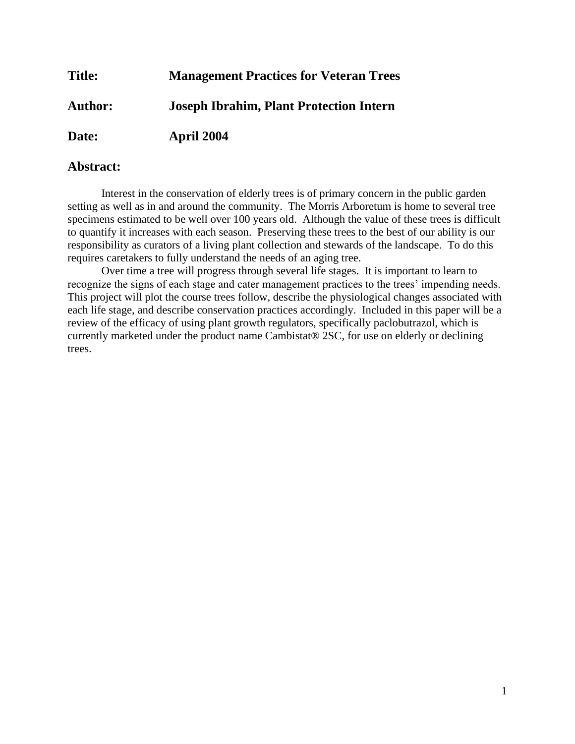**Title:** **Management Practices for Veteran Trees**

**Author:** **Joseph Ibrahim, Plant Protection Intern**

**Date:** **April 2004**

## Abstract:

Interest in the conservation of elderly trees is of primary concern in the public garden setting as well as in and around the community. The Morris Arboretum is home to several tree specimens estimated to be well over 100 years old. Although the value of these trees is difficult to quantify it increases with each season. Preserving these trees to the best of our ability is our responsibility as curators of a living plant collection and stewards of the landscape. To do this requires caretakers to fully understand the needs of an aging tree.

Over time a tree will progress through several life stages. It is important to learn to recognize the signs of each stage and cater management practices to the trees' impending needs. This project will plot the course trees follow, describe the physiological changes associated with each life stage, and describe conservation practices accordingly. Included in this paper will be a review of the efficacy of using plant growth regulators, specifically paclobutrazol, which is currently marketed under the product name Cambistat® 2SC, for use on elderly or declining trees.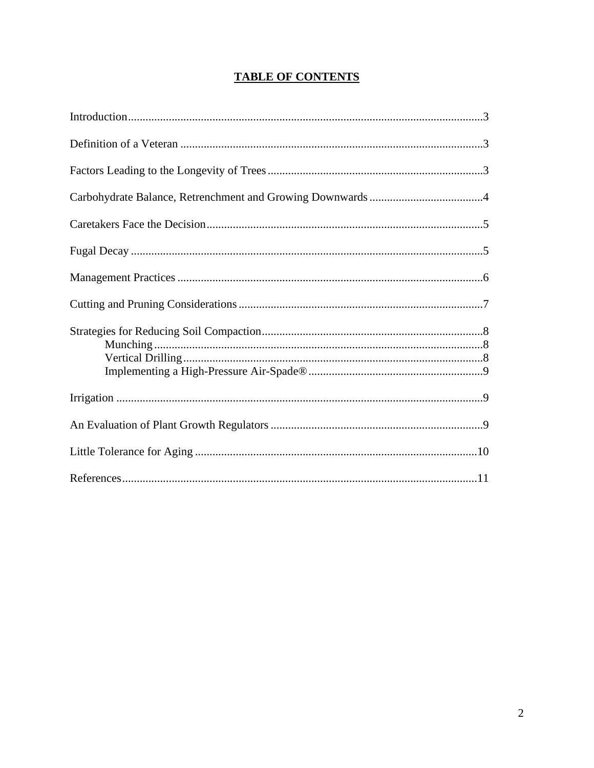# TABLE OF CONTENTS

Introduction....................................................................................................................3

Definition of a Veteran ..................................................................................................3

Factors Leading to the Longevity of Trees ....................................................................3

Carbohydrate Balance, Retrenchment and Growing Downwards ..................................4

Caretakers Face the Decision.........................................................................................5

Fugal Decay ...................................................................................................................5

Management Practices ...................................................................................................6

Cutting and Pruning Considerations ..............................................................................7

Strategies for Reducing Soil Compaction......................................................................8
- Munching ..........................................................................................................8
- Vertical Drilling................................................................................................8
- Implementing a High-Pressure Air-Spade® .....................................................9

Irrigation ........................................................................................................................9

An Evaluation of Plant Growth Regulators ...................................................................9

Little Tolerance for Aging ...........................................................................................10

References....................................................................................................................11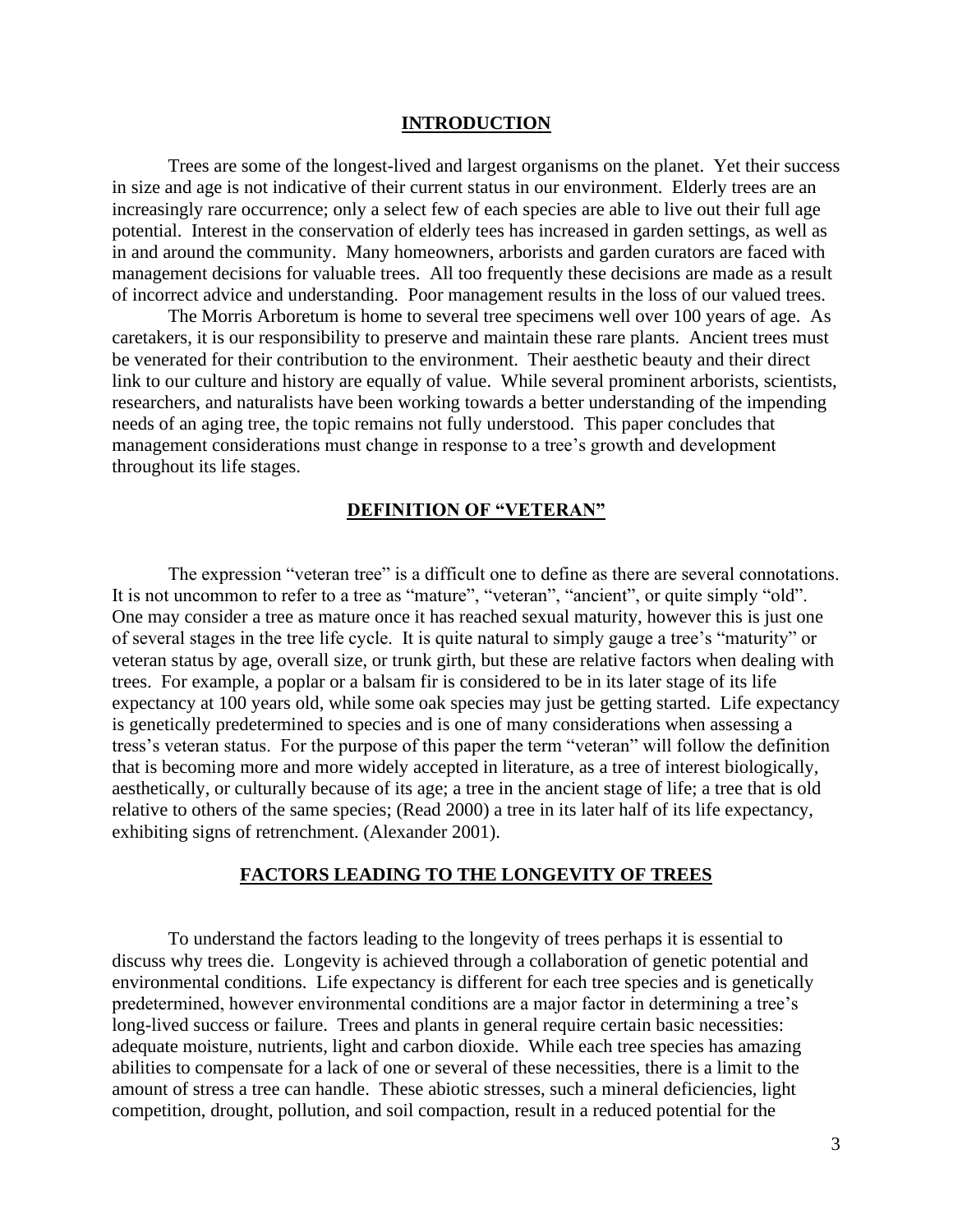## INTRODUCTION

Trees are some of the longest-lived and largest organisms on the planet. Yet their success in size and age is not indicative of their current status in our environment. Elderly trees are an increasingly rare occurrence; only a select few of each species are able to live out their full age potential. Interest in the conservation of elderly tees has increased in garden settings, as well as in and around the community. Many homeowners, arborists and garden curators are faced with management decisions for valuable trees. All too frequently these decisions are made as a result of incorrect advice and understanding. Poor management results in the loss of our valued trees.

The Morris Arboretum is home to several tree specimens well over 100 years of age. As caretakers, it is our responsibility to preserve and maintain these rare plants. Ancient trees must be venerated for their contribution to the environment. Their aesthetic beauty and their direct link to our culture and history are equally of value. While several prominent arborists, scientists, researchers, and naturalists have been working towards a better understanding of the impending needs of an aging tree, the topic remains not fully understood. This paper concludes that management considerations must change in response to a tree's growth and development throughout its life stages.

## DEFINITION OF "VETERAN"

The expression "veteran tree" is a difficult one to define as there are several connotations. It is not uncommon to refer to a tree as "mature", "veteran", "ancient", or quite simply "old". One may consider a tree as mature once it has reached sexual maturity, however this is just one of several stages in the tree life cycle. It is quite natural to simply gauge a tree's "maturity" or veteran status by age, overall size, or trunk girth, but these are relative factors when dealing with trees. For example, a poplar or a balsam fir is considered to be in its later stage of its life expectancy at 100 years old, while some oak species may just be getting started. Life expectancy is genetically predetermined to species and is one of many considerations when assessing a tress's veteran status. For the purpose of this paper the term "veteran" will follow the definition that is becoming more and more widely accepted in literature, as a tree of interest biologically, aesthetically, or culturally because of its age; a tree in the ancient stage of life; a tree that is old relative to others of the same species; (Read 2000) a tree in its later half of its life expectancy, exhibiting signs of retrenchment. (Alexander 2001).

## FACTORS LEADING TO THE LONGEVITY OF TREES

To understand the factors leading to the longevity of trees perhaps it is essential to discuss why trees die. Longevity is achieved through a collaboration of genetic potential and environmental conditions. Life expectancy is different for each tree species and is genetically predetermined, however environmental conditions are a major factor in determining a tree's long-lived success or failure. Trees and plants in general require certain basic necessities: adequate moisture, nutrients, light and carbon dioxide. While each tree species has amazing abilities to compensate for a lack of one or several of these necessities, there is a limit to the amount of stress a tree can handle. These abiotic stresses, such a mineral deficiencies, light competition, drought, pollution, and soil compaction, result in a reduced potential for the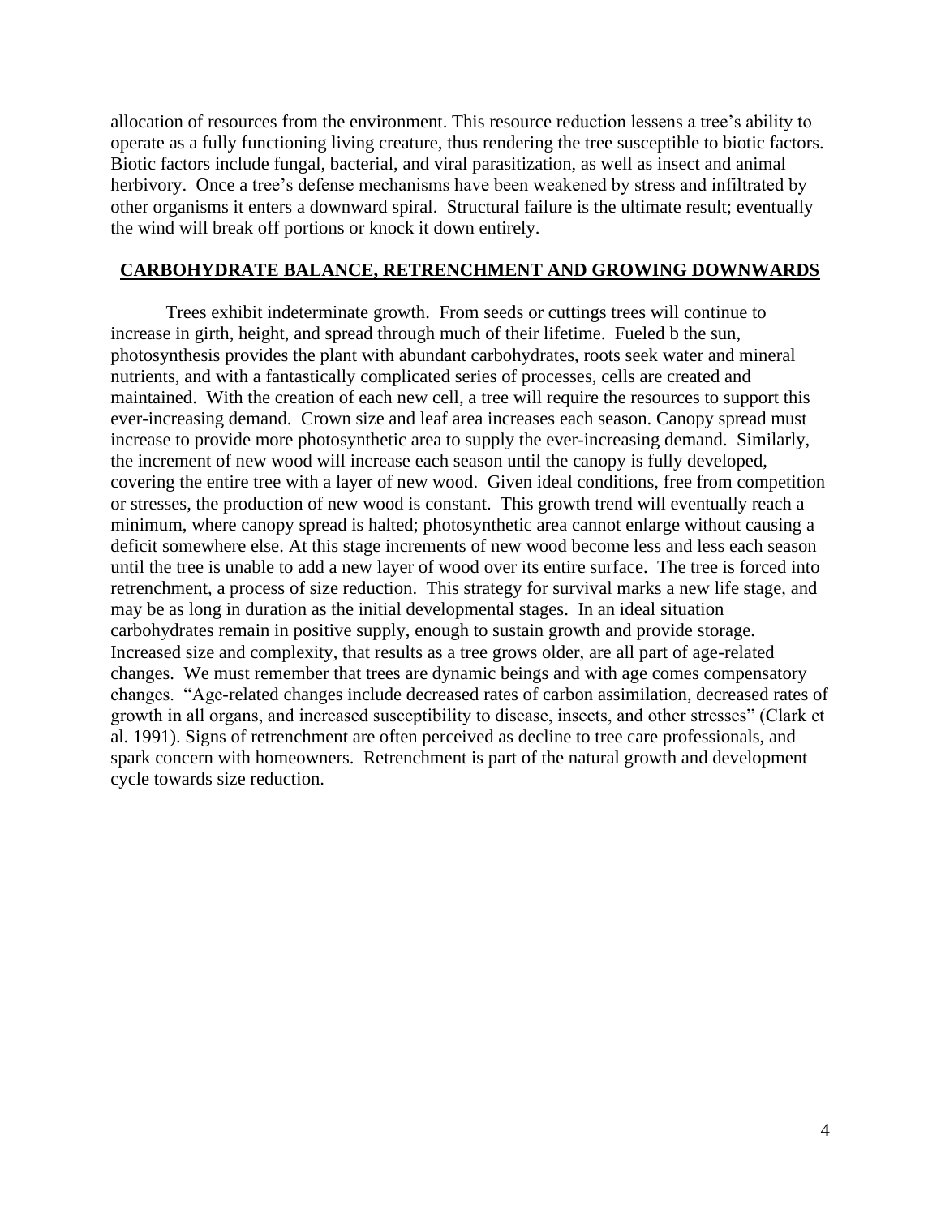allocation of resources from the environment. This resource reduction lessens a tree's ability to operate as a fully functioning living creature, thus rendering the tree susceptible to biotic factors. Biotic factors include fungal, bacterial, and viral parasitization, as well as insect and animal herbivory. Once a tree's defense mechanisms have been weakened by stress and infiltrated by other organisms it enters a downward spiral. Structural failure is the ultimate result; eventually the wind will break off portions or knock it down entirely.

## CARBOHYDRATE BALANCE, RETRENCHMENT AND GROWING DOWNWARDS

Trees exhibit indeterminate growth. From seeds or cuttings trees will continue to increase in girth, height, and spread through much of their lifetime. Fueled b the sun, photosynthesis provides the plant with abundant carbohydrates, roots seek water and mineral nutrients, and with a fantastically complicated series of processes, cells are created and maintained. With the creation of each new cell, a tree will require the resources to support this ever-increasing demand. Crown size and leaf area increases each season. Canopy spread must increase to provide more photosynthetic area to supply the ever-increasing demand. Similarly, the increment of new wood will increase each season until the canopy is fully developed, covering the entire tree with a layer of new wood. Given ideal conditions, free from competition or stresses, the production of new wood is constant. This growth trend will eventually reach a minimum, where canopy spread is halted; photosynthetic area cannot enlarge without causing a deficit somewhere else. At this stage increments of new wood become less and less each season until the tree is unable to add a new layer of wood over its entire surface. The tree is forced into retrenchment, a process of size reduction. This strategy for survival marks a new life stage, and may be as long in duration as the initial developmental stages. In an ideal situation carbohydrates remain in positive supply, enough to sustain growth and provide storage. Increased size and complexity, that results as a tree grows older, are all part of age-related changes. We must remember that trees are dynamic beings and with age comes compensatory changes. "Age-related changes include decreased rates of carbon assimilation, decreased rates of growth in all organs, and increased susceptibility to disease, insects, and other stresses" (Clark et al. 1991). Signs of retrenchment are often perceived as decline to tree care professionals, and spark concern with homeowners. Retrenchment is part of the natural growth and development cycle towards size reduction.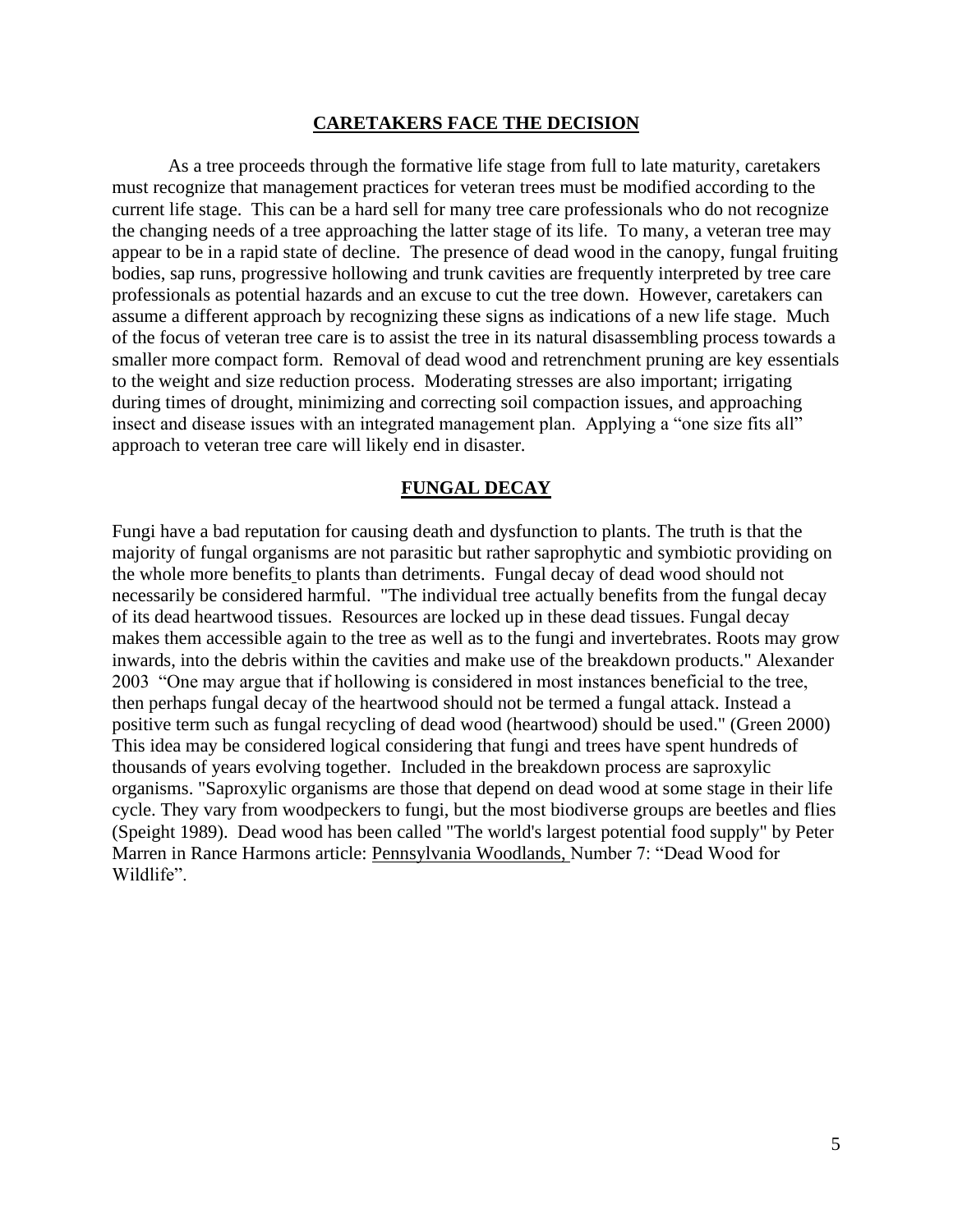## CARETAKERS FACE THE DECISION

As a tree proceeds through the formative life stage from full to late maturity, caretakers must recognize that management practices for veteran trees must be modified according to the current life stage. This can be a hard sell for many tree care professionals who do not recognize the changing needs of a tree approaching the latter stage of its life. To many, a veteran tree may appear to be in a rapid state of decline. The presence of dead wood in the canopy, fungal fruiting bodies, sap runs, progressive hollowing and trunk cavities are frequently interpreted by tree care professionals as potential hazards and an excuse to cut the tree down. However, caretakers can assume a different approach by recognizing these signs as indications of a new life stage. Much of the focus of veteran tree care is to assist the tree in its natural disassembling process towards a smaller more compact form. Removal of dead wood and retrenchment pruning are key essentials to the weight and size reduction process. Moderating stresses are also important; irrigating during times of drought, minimizing and correcting soil compaction issues, and approaching insect and disease issues with an integrated management plan. Applying a "one size fits all" approach to veteran tree care will likely end in disaster.

## FUNGAL DECAY

Fungi have a bad reputation for causing death and dysfunction to plants. The truth is that the majority of fungal organisms are not parasitic but rather saprophytic and symbiotic providing on the whole more benefits to plants than detriments. Fungal decay of dead wood should not necessarily be considered harmful. "The individual tree actually benefits from the fungal decay of its dead heartwood tissues. Resources are locked up in these dead tissues. Fungal decay makes them accessible again to the tree as well as to the fungi and invertebrates. Roots may grow inwards, into the debris within the cavities and make use of the breakdown products." Alexander 2003 "One may argue that if hollowing is considered in most instances beneficial to the tree, then perhaps fungal decay of the heartwood should not be termed a fungal attack. Instead a positive term such as fungal recycling of dead wood (heartwood) should be used." (Green 2000) This idea may be considered logical considering that fungi and trees have spent hundreds of thousands of years evolving together. Included in the breakdown process are saproxylic organisms. "Saproxylic organisms are those that depend on dead wood at some stage in their life cycle. They vary from woodpeckers to fungi, but the most biodiverse groups are beetles and flies (Speight 1989). Dead wood has been called "The world's largest potential food supply" by Peter Marren in Rance Harmons article: Pennsylvania Woodlands, Number 7: "Dead Wood for Wildlife".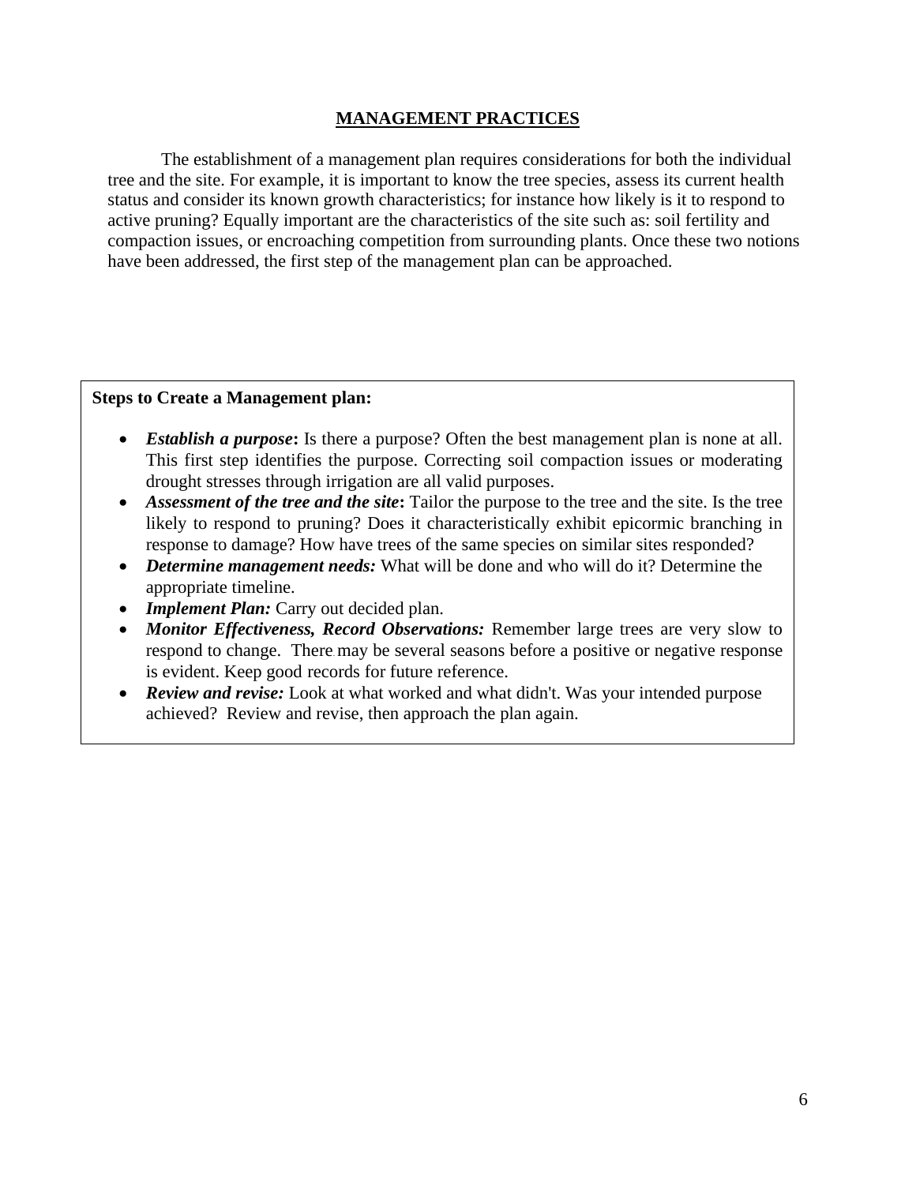## MANAGEMENT PRACTICES

The establishment of a management plan requires considerations for both the individual tree and the site. For example, it is important to know the tree species, assess its current health status and consider its known growth characteristics; for instance how likely is it to respond to active pruning? Equally important are the characteristics of the site such as: soil fertility and compaction issues, or encroaching competition from surrounding plants. Once these two notions have been addressed, the first step of the management plan can be approached.

**Steps to Create a Management plan:**

- ***Establish a purpose*****:** Is there a purpose? Often the best management plan is none at all. This first step identifies the purpose. Correcting soil compaction issues or moderating drought stresses through irrigation are all valid purposes.
- ***Assessment of the tree and the site*****:** Tailor the purpose to the tree and the site. Is the tree likely to respond to pruning? Does it characteristically exhibit epicormic branching in response to damage? How have trees of the same species on similar sites responded?
- ***Determine management needs:*** What will be done and who will do it? Determine the appropriate timeline.
- ***Implement Plan:*** Carry out decided plan.
- ***Monitor Effectiveness, Record Observations:*** Remember large trees are very slow to respond to change. There may be several seasons before a positive or negative response is evident. Keep good records for future reference.
- ***Review and revise:*** Look at what worked and what didn't. Was your intended purpose achieved? Review and revise, then approach the plan again.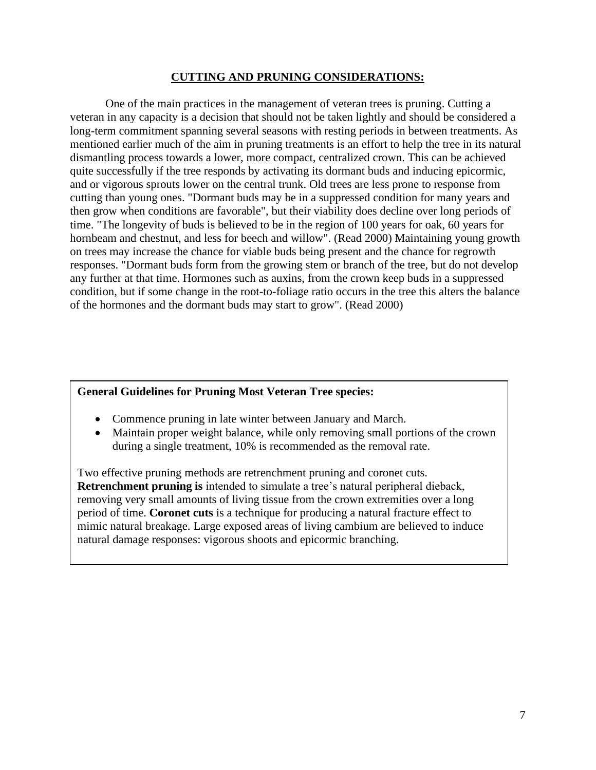## CUTTING AND PRUNING CONSIDERATIONS:

One of the main practices in the management of veteran trees is pruning. Cutting a veteran in any capacity is a decision that should not be taken lightly and should be considered a long-term commitment spanning several seasons with resting periods in between treatments. As mentioned earlier much of the aim in pruning treatments is an effort to help the tree in its natural dismantling process towards a lower, more compact, centralized crown. This can be achieved quite successfully if the tree responds by activating its dormant buds and inducing epicormic, and or vigorous sprouts lower on the central trunk. Old trees are less prone to response from cutting than young ones. "Dormant buds may be in a suppressed condition for many years and then grow when conditions are favorable", but their viability does decline over long periods of time. "The longevity of buds is believed to be in the region of 100 years for oak, 60 years for hornbeam and chestnut, and less for beech and willow". (Read 2000) Maintaining young growth on trees may increase the chance for viable buds being present and the chance for regrowth responses. "Dormant buds form from the growing stem or branch of the tree, but do not develop any further at that time. Hormones such as auxins, from the crown keep buds in a suppressed condition, but if some change in the root-to-foliage ratio occurs in the tree this alters the balance of the hormones and the dormant buds may start to grow". (Read 2000)

**General Guidelines for Pruning Most Veteran Tree species:**

- Commence pruning in late winter between January and March.
- Maintain proper weight balance, while only removing small portions of the crown during a single treatment, 10% is recommended as the removal rate.

Two effective pruning methods are retrenchment pruning and coronet cuts. **Retrenchment pruning is** intended to simulate a tree's natural peripheral dieback, removing very small amounts of living tissue from the crown extremities over a long period of time. **Coronet cuts** is a technique for producing a natural fracture effect to mimic natural breakage. Large exposed areas of living cambium are believed to induce natural damage responses: vigorous shoots and epicormic branching.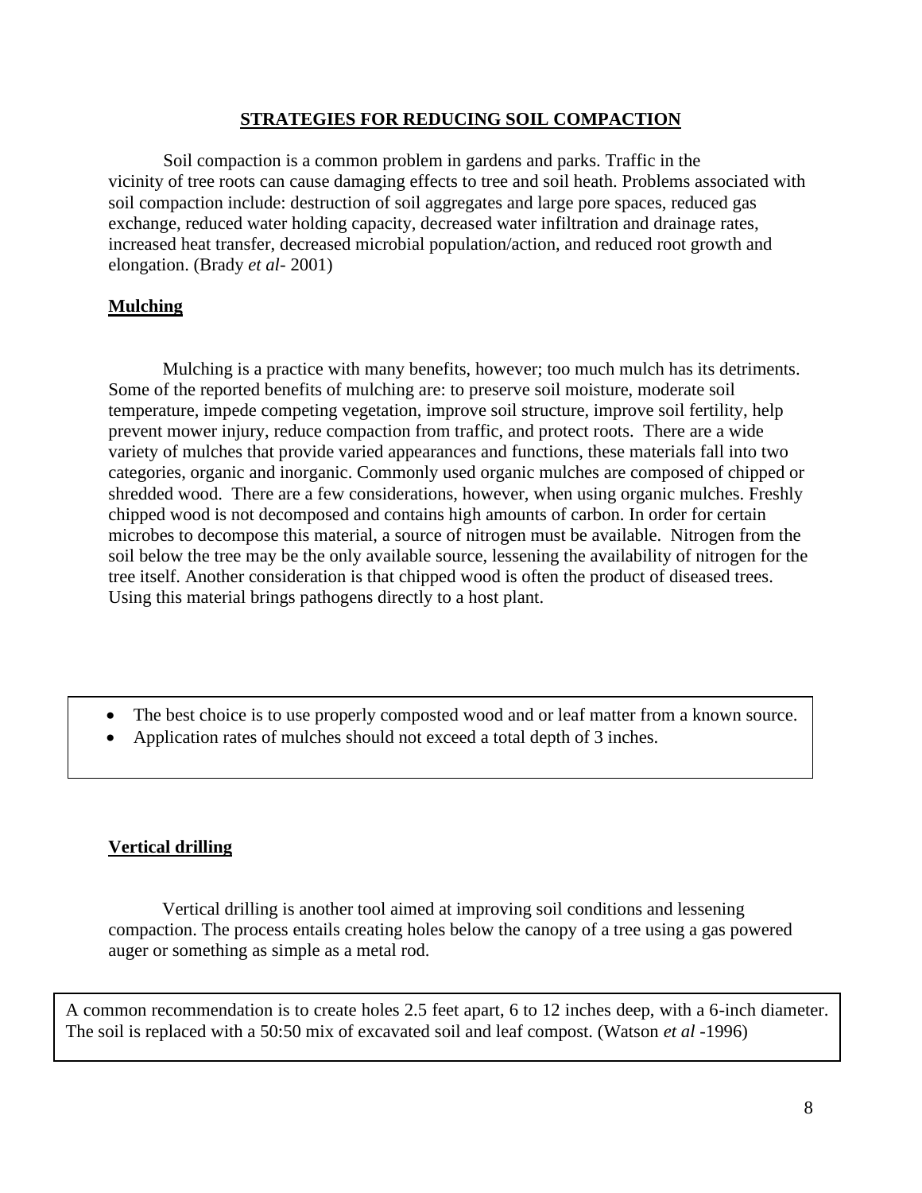## STRATEGIES FOR REDUCING SOIL COMPACTION

Soil compaction is a common problem in gardens and parks. Traffic in the vicinity of tree roots can cause damaging effects to tree and soil heath. Problems associated with soil compaction include: destruction of soil aggregates and large pore spaces, reduced gas exchange, reduced water holding capacity, decreased water infiltration and drainage rates, increased heat transfer, decreased microbial population/action, and reduced root growth and elongation. (Brady *et al*- 2001)

### Mulching

Mulching is a practice with many benefits, however; too much mulch has its detriments. Some of the reported benefits of mulching are: to preserve soil moisture, moderate soil temperature, impede competing vegetation, improve soil structure, improve soil fertility, help prevent mower injury, reduce compaction from traffic, and protect roots. There are a wide variety of mulches that provide varied appearances and functions, these materials fall into two categories, organic and inorganic. Commonly used organic mulches are composed of chipped or shredded wood. There are a few considerations, however, when using organic mulches. Freshly chipped wood is not decomposed and contains high amounts of carbon. In order for certain microbes to decompose this material, a source of nitrogen must be available. Nitrogen from the soil below the tree may be the only available source, lessening the availability of nitrogen for the tree itself. Another consideration is that chipped wood is often the product of diseased trees. Using this material brings pathogens directly to a host plant.

- The best choice is to use properly composted wood and or leaf matter from a known source.
- Application rates of mulches should not exceed a total depth of 3 inches.

### Vertical drilling

Vertical drilling is another tool aimed at improving soil conditions and lessening compaction. The process entails creating holes below the canopy of a tree using a gas powered auger or something as simple as a metal rod.

A common recommendation is to create holes 2.5 feet apart, 6 to 12 inches deep, with a 6-inch diameter. The soil is replaced with a 50:50 mix of excavated soil and leaf compost. (Watson *et al* -1996)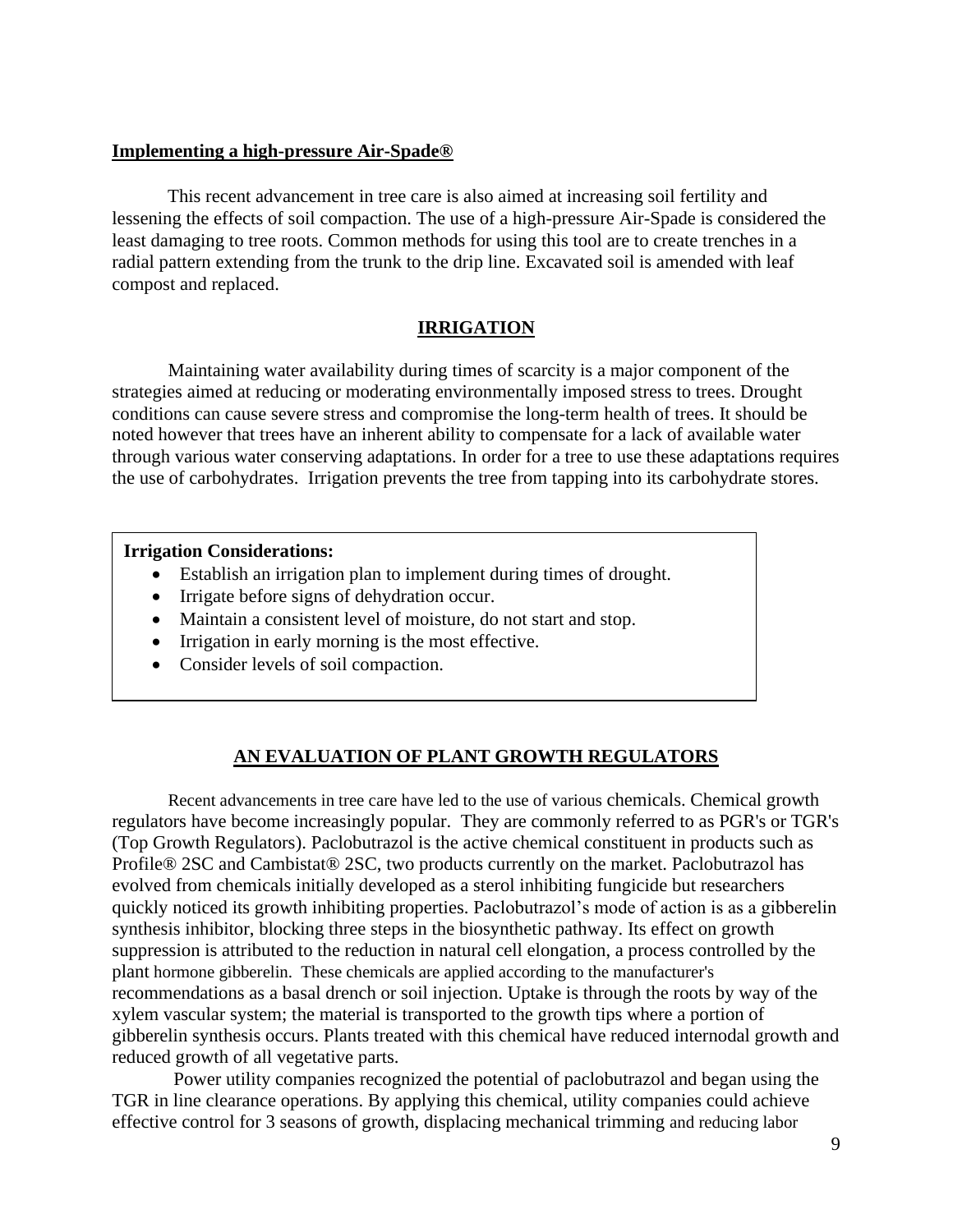**Implementing a high-pressure Air-Spade®**

This recent advancement in tree care is also aimed at increasing soil fertility and lessening the effects of soil compaction. The use of a high-pressure Air-Spade is considered the least damaging to tree roots. Common methods for using this tool are to create trenches in a radial pattern extending from the trunk to the drip line. Excavated soil is amended with leaf compost and replaced.

## IRRIGATION

Maintaining water availability during times of scarcity is a major component of the strategies aimed at reducing or moderating environmentally imposed stress to trees. Drought conditions can cause severe stress and compromise the long-term health of trees. It should be noted however that trees have an inherent ability to compensate for a lack of available water through various water conserving adaptations. In order for a tree to use these adaptations requires the use of carbohydrates. Irrigation prevents the tree from tapping into its carbohydrate stores.

**Irrigation Considerations:**

- Establish an irrigation plan to implement during times of drought.
- Irrigate before signs of dehydration occur.
- Maintain a consistent level of moisture, do not start and stop.
- Irrigation in early morning is the most effective.
- Consider levels of soil compaction.

## AN EVALUATION OF PLANT GROWTH REGULATORS

Recent advancements in tree care have led to the use of various chemicals. Chemical growth regulators have become increasingly popular. They are commonly referred to as PGR's or TGR's (Top Growth Regulators). Paclobutrazol is the active chemical constituent in products such as Profile® 2SC and Cambistat® 2SC, two products currently on the market. Paclobutrazol has evolved from chemicals initially developed as a sterol inhibiting fungicide but researchers quickly noticed its growth inhibiting properties. Paclobutrazol's mode of action is as a gibberelin synthesis inhibitor, blocking three steps in the biosynthetic pathway. Its effect on growth suppression is attributed to the reduction in natural cell elongation, a process controlled by the plant hormone gibberelin. These chemicals are applied according to the manufacturer's recommendations as a basal drench or soil injection. Uptake is through the roots by way of the xylem vascular system; the material is transported to the growth tips where a portion of gibberelin synthesis occurs. Plants treated with this chemical have reduced internodal growth and reduced growth of all vegetative parts.

Power utility companies recognized the potential of paclobutrazol and began using the TGR in line clearance operations. By applying this chemical, utility companies could achieve effective control for 3 seasons of growth, displacing mechanical trimming and reducing labor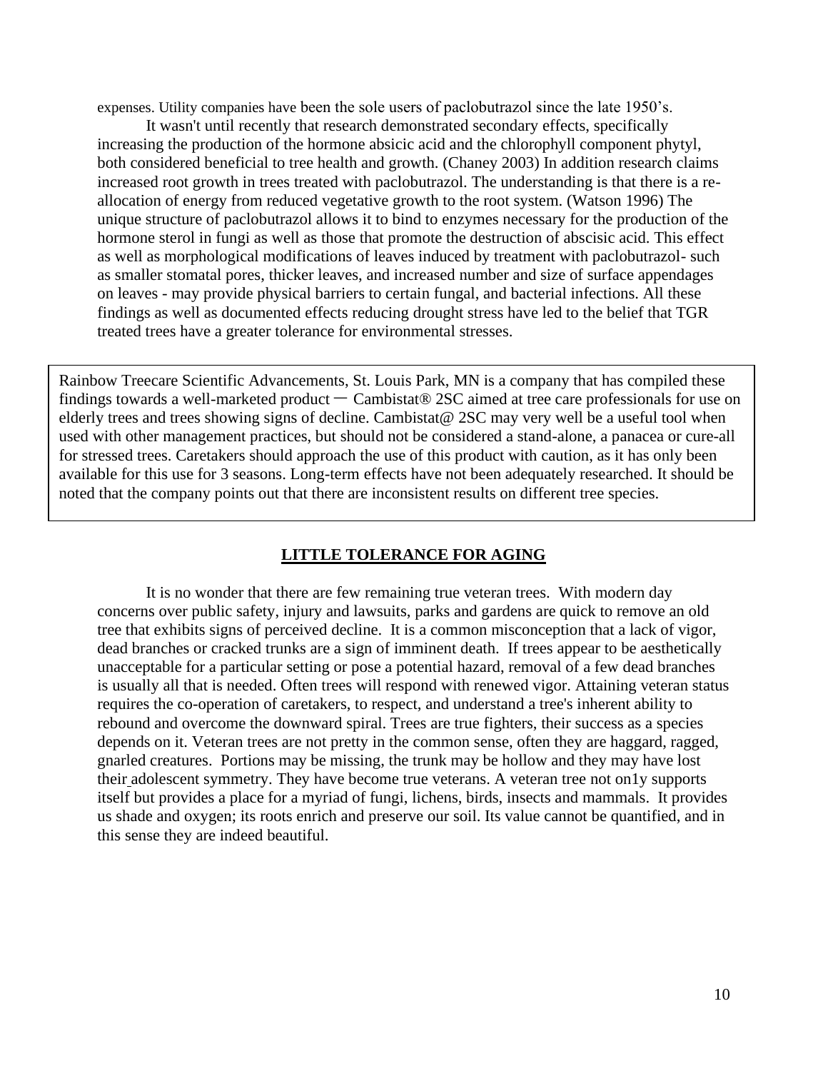expenses. Utility companies have been the sole users of paclobutrazol since the late 1950's.

It wasn't until recently that research demonstrated secondary effects, specifically increasing the production of the hormone absicic acid and the chlorophyll component phytyl, both considered beneficial to tree health and growth. (Chaney 2003) In addition research claims increased root growth in trees treated with paclobutrazol. The understanding is that there is a re-allocation of energy from reduced vegetative growth to the root system. (Watson 1996) The unique structure of paclobutrazol allows it to bind to enzymes necessary for the production of the hormone sterol in fungi as well as those that promote the destruction of abscisic acid. This effect as well as morphological modifications of leaves induced by treatment with paclobutrazol- such as smaller stomatal pores, thicker leaves, and increased number and size of surface appendages on leaves - may provide physical barriers to certain fungal, and bacterial infections. All these findings as well as documented effects reducing drought stress have led to the belief that TGR treated trees have a greater tolerance for environmental stresses.

Rainbow Treecare Scientific Advancements, St. Louis Park, MN is a company that has compiled these findings towards a well-marketed product ― Cambistat® 2SC aimed at tree care professionals for use on elderly trees and trees showing signs of decline. Cambistat@ 2SC may very well be a useful tool when used with other management practices, but should not be considered a stand-alone, a panacea or cure-all for stressed trees. Caretakers should approach the use of this product with caution, as it has only been available for this use for 3 seasons. Long-term effects have not been adequately researched. It should be noted that the company points out that there are inconsistent results on different tree species.

## LITTLE TOLERANCE FOR AGING

It is no wonder that there are few remaining true veteran trees. With modern day concerns over public safety, injury and lawsuits, parks and gardens are quick to remove an old tree that exhibits signs of perceived decline. It is a common misconception that a lack of vigor, dead branches or cracked trunks are a sign of imminent death. If trees appear to be aesthetically unacceptable for a particular setting or pose a potential hazard, removal of a few dead branches is usually all that is needed. Often trees will respond with renewed vigor. Attaining veteran status requires the co-operation of caretakers, to respect, and understand a tree's inherent ability to rebound and overcome the downward spiral. Trees are true fighters, their success as a species depends on it. Veteran trees are not pretty in the common sense, often they are haggard, ragged, gnarled creatures. Portions may be missing, the trunk may be hollow and they may have lost their adolescent symmetry. They have become true veterans. A veteran tree not on1y supports itself but provides a place for a myriad of fungi, lichens, birds, insects and mammals. It provides us shade and oxygen; its roots enrich and preserve our soil. Its value cannot be quantified, and in this sense they are indeed beautiful.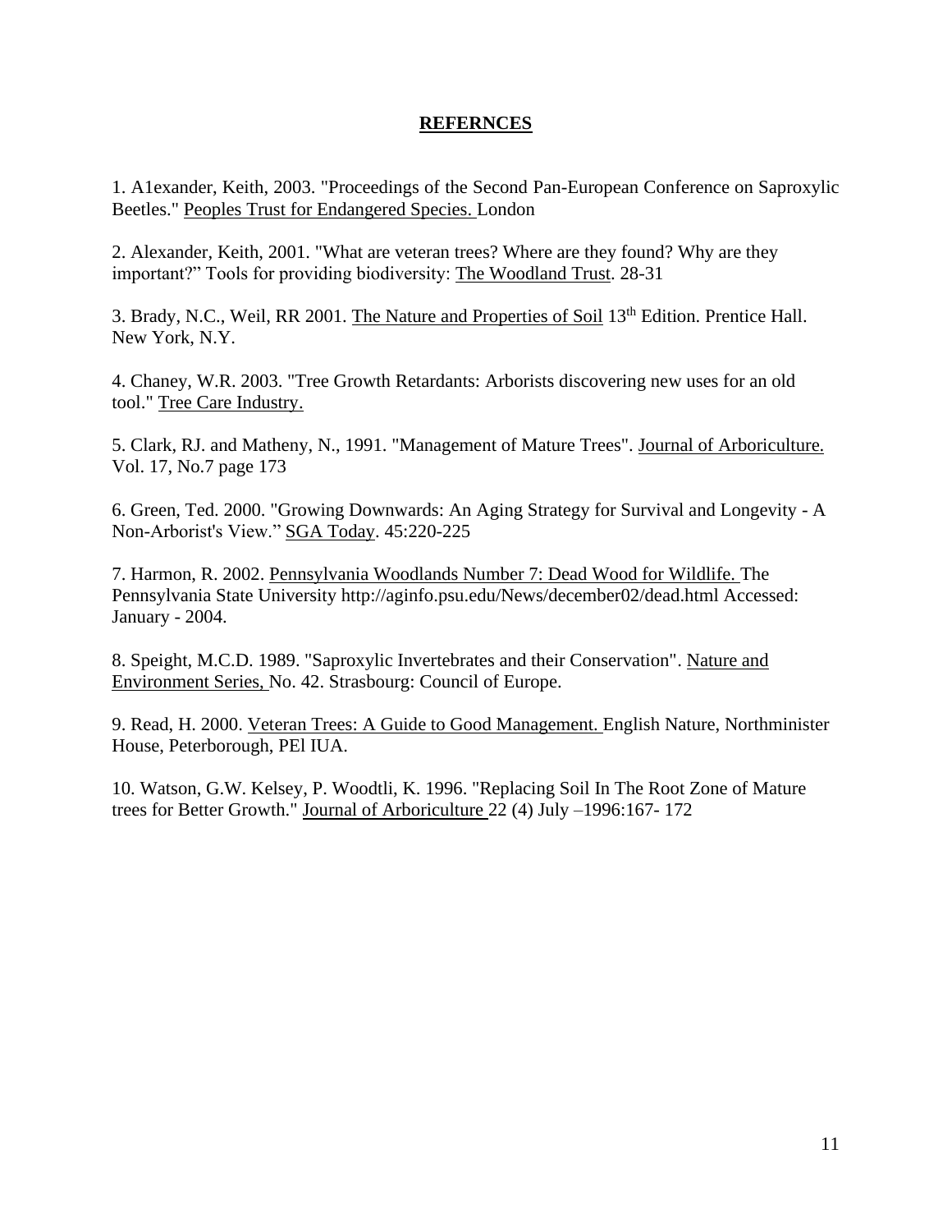## **REFERNCES**

1. A1exander, Keith, 2003. "Proceedings of the Second Pan-European Conference on Saproxylic Beetles." Peoples Trust for Endangered Species. London

2. Alexander, Keith, 2001. "What are veteran trees? Where are they found? Why are they important?" Tools for providing biodiversity: The Woodland Trust. 28-31

3. Brady, N.C., Weil, RR 2001. The Nature and Properties of Soil 13th Edition. Prentice Hall. New York, N.Y.

4. Chaney, W.R. 2003. "Tree Growth Retardants: Arborists discovering new uses for an old tool." Tree Care Industry.

5. Clark, RJ. and Matheny, N., 1991. "Management of Mature Trees". Journal of Arboriculture. Vol. 17, No.7 page 173

6. Green, Ted. 2000. "Growing Downwards: An Aging Strategy for Survival and Longevity - A Non-Arborist's View." SGA Today. 45:220-225

7. Harmon, R. 2002. Pennsylvania Woodlands Number 7: Dead Wood for Wildlife. The Pennsylvania State University http://aginfo.psu.edu/News/december02/dead.html Accessed: January - 2004.

8. Speight, M.C.D. 1989. "Saproxylic Invertebrates and their Conservation". Nature and Environment Series, No. 42. Strasbourg: Council of Europe.

9. Read, H. 2000. Veteran Trees: A Guide to Good Management. English Nature, Northminister House, Peterborough, PEl IUA.

10. Watson, G.W. Kelsey, P. Woodtli, K. 1996. "Replacing Soil In The Root Zone of Mature trees for Better Growth." Journal of Arboriculture 22 (4) July –1996:167- 172